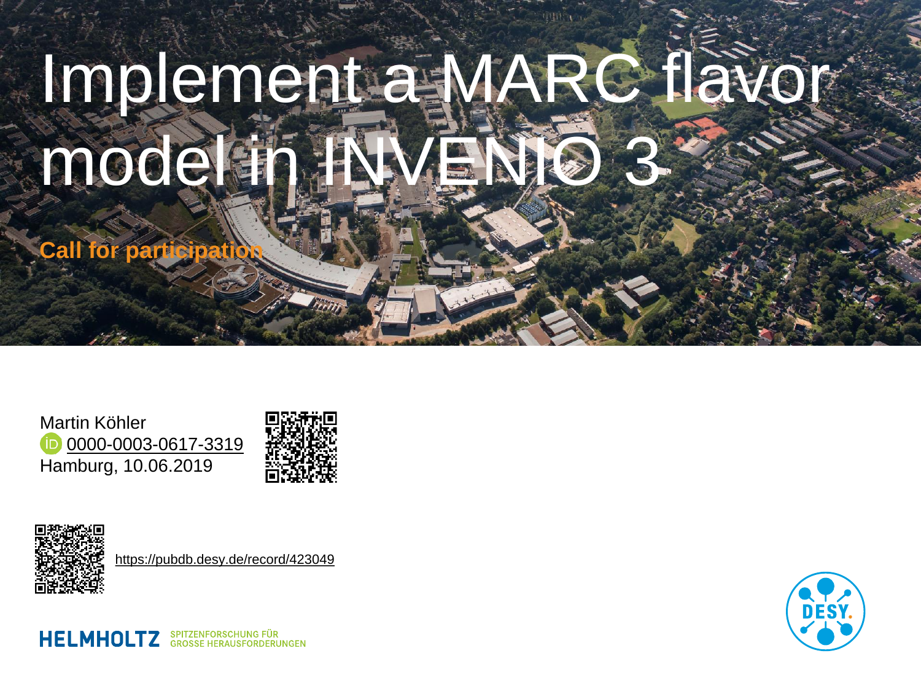# Implement a MARC flavor model in INVENIO 3

**Call for participation**

Martin Köhler
0000-0003-0617-3319
Hamburg, 10.06.2019

https://pubdb.desy.de/record/423049

HELMHOLTZ SPITZENFORSCHUNG FÜR GROSSE HERAUSFORDERUNGEN

DESY.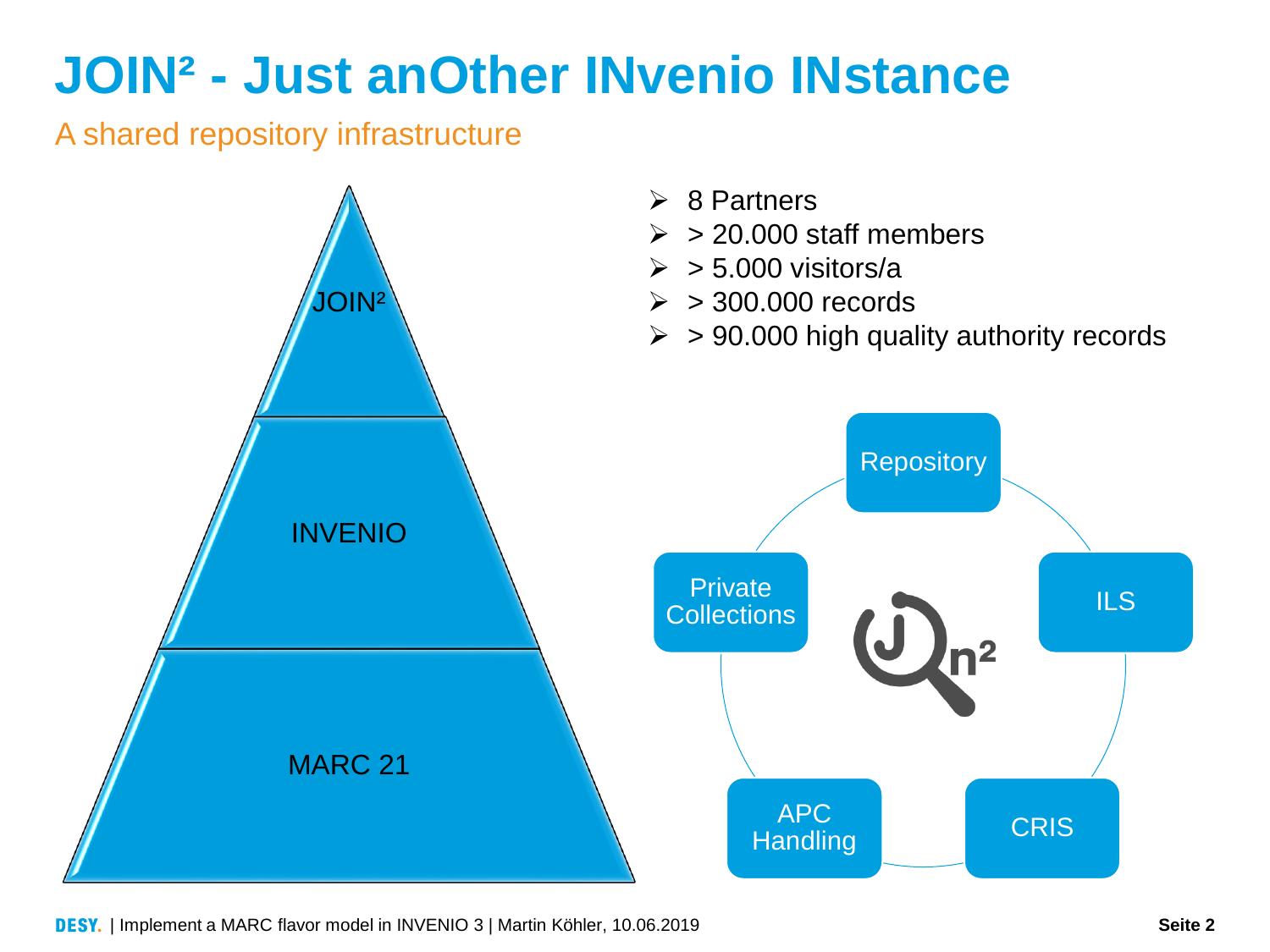# JOIN² - Just anOther INvenio INstance

## A shared repository infrastructure

- JOIN²
- INVENIO
- MARC 21

- 8 Partners
- > 20.000 staff members
- > 5.000 visitors/a
- > 300.000 records
- > 90.000 high quality authority records

- Repository
- ILS
- CRIS
- APC Handling
- Private Collections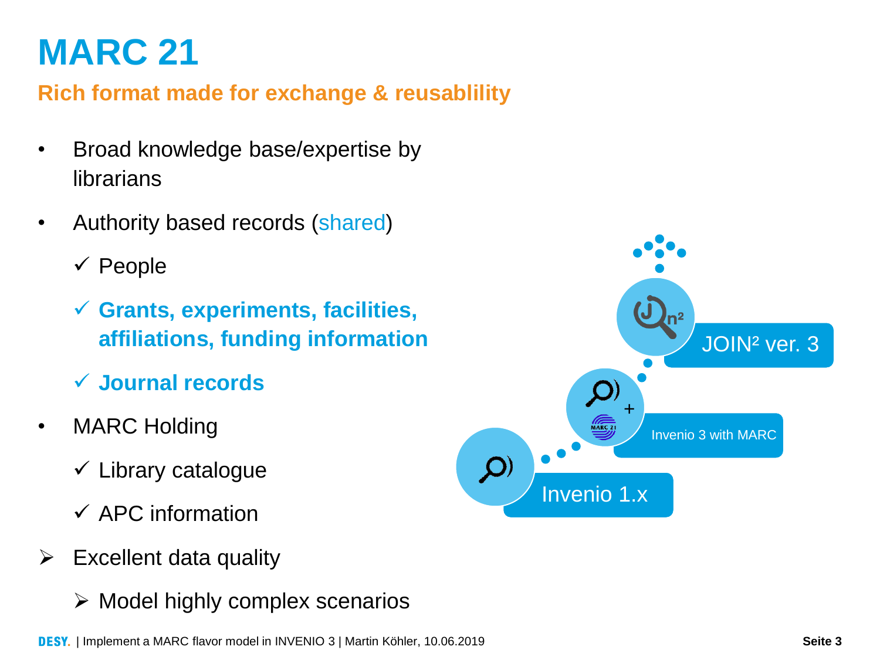# MARC 21

## Rich format made for exchange & reusablility

- Broad knowledge base/expertise by librarians
- Authority based records (shared)
  - ✓ People
  - ✓ **Grants, experiments, facilities, affiliations, funding information**
  - ✓ **Journal records**
- MARC Holding
  - ✓ Library catalogue
  - ✓ APC information

➢ Excellent data quality

- ➢ Model highly complex scenarios

JOIN² ver. 3

Invenio 3 with MARC

Invenio 1.x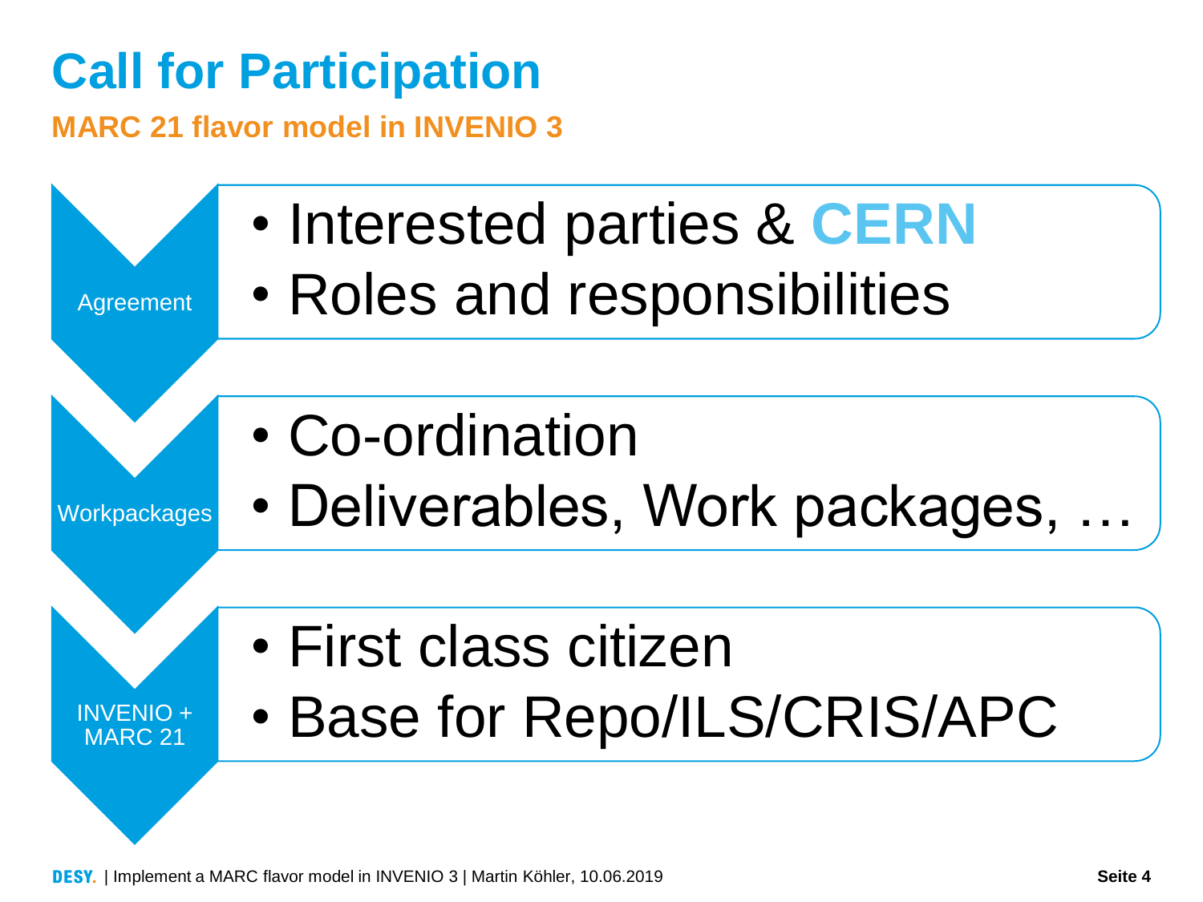# Call for Participation

## MARC 21 flavor model in INVENIO 3

### Agreement

- Interested parties & **CERN**
- Roles and responsibilities

### Workpackages

- Co-ordination
- Deliverables, Work packages, …

### INVENIO + MARC 21

- First class citizen
- Base for Repo/ILS/CRIS/APC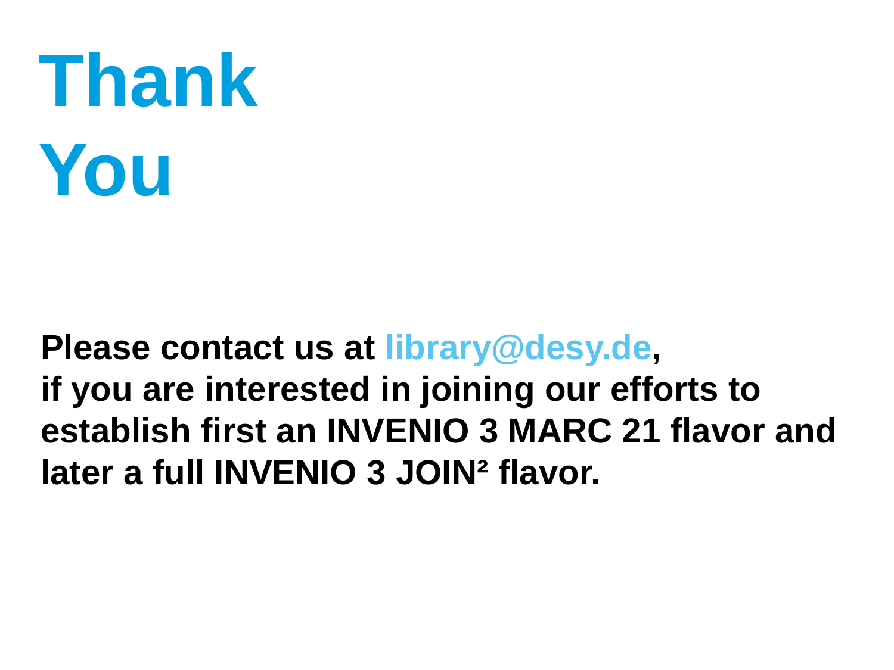# Thank You

**Please contact us at library@desy.de,
if you are interested in joining our efforts to establish first an INVENIO 3 MARC 21 flavor and later a full INVENIO 3 JOIN² flavor.**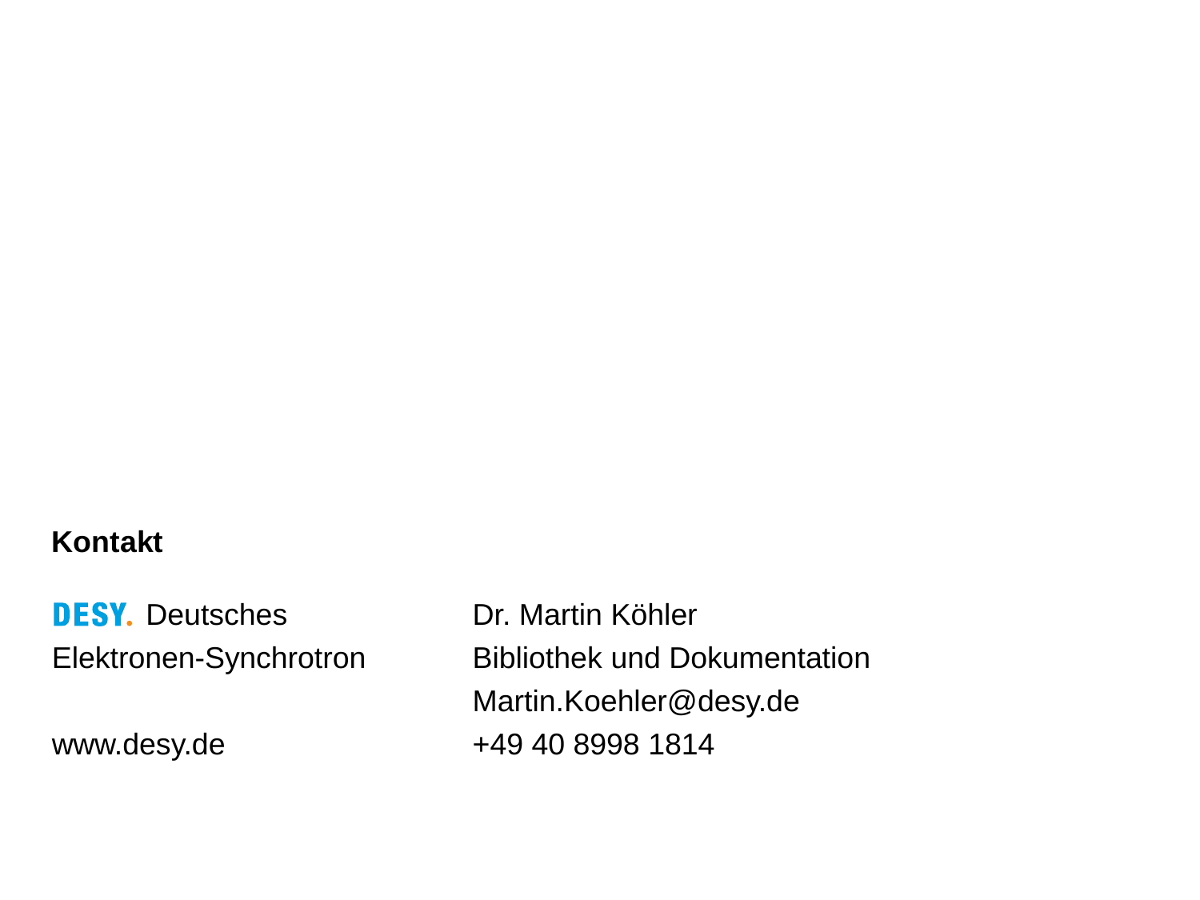**Kontakt**

DESY. Deutsches
Elektronen-Synchrotron

www.desy.de

Dr. Martin Köhler
Bibliothek und Dokumentation
Martin.Koehler@desy.de
+49 40 8998 1814